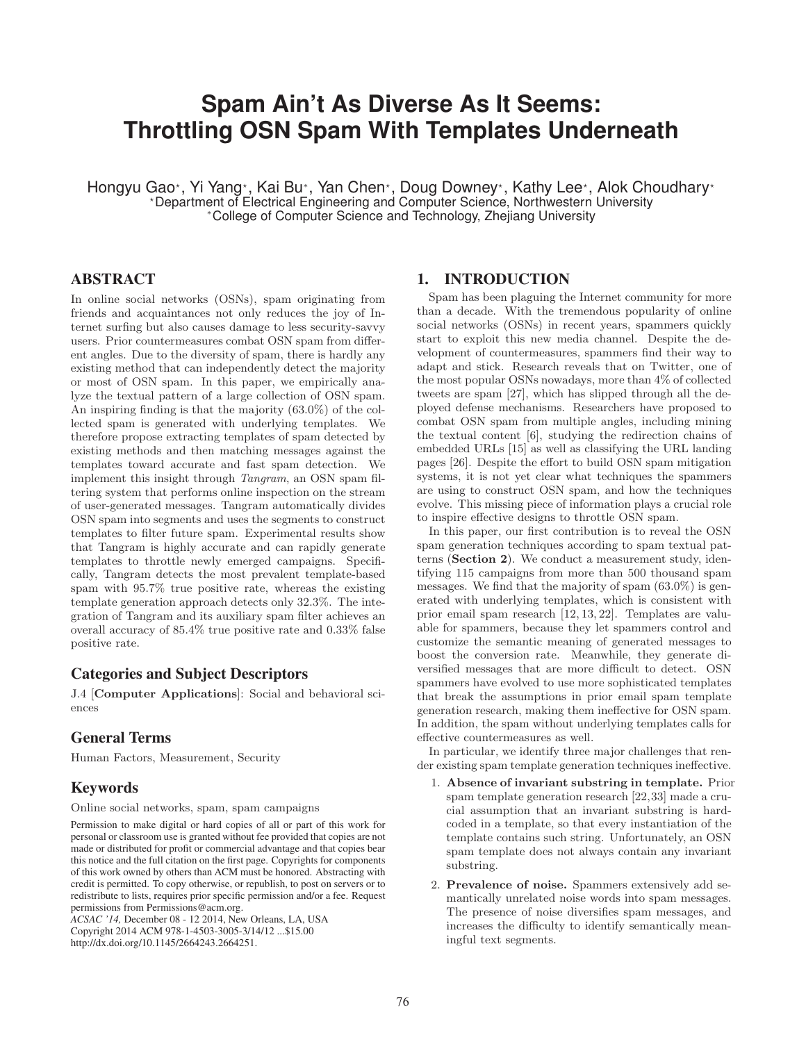# Spam Ain't As Diverse As It Seems: Throttling OSN Spam With Templates Underneath

Hongyu Gao[⋆], Yi Yang[⋆], Kai Bu[∗], Yan Chen[⋆], Doug Downey[⋆], Kathy Lee[⋆], Alok Choudhary[⋆]
[⋆]Department of Electrical Engineering and Computer Science, Northwestern University
[∗]College of Computer Science and Technology, Zhejiang University

## ABSTRACT

In online social networks (OSNs), spam originating from friends and acquaintances not only reduces the joy of Internet surfing but also causes damage to less security-savvy users. Prior countermeasures combat OSN spam from different angles. Due to the diversity of spam, there is hardly any existing method that can independently detect the majority or most of OSN spam. In this paper, we empirically analyze the textual pattern of a large collection of OSN spam. An inspiring finding is that the majority (63.0%) of the collected spam is generated with underlying templates. We therefore propose extracting templates of spam detected by existing methods and then matching messages against the templates toward accurate and fast spam detection. We implement this insight through *Tangram*, an OSN spam filtering system that performs online inspection on the stream of user-generated messages. Tangram automatically divides OSN spam into segments and uses the segments to construct templates to filter future spam. Experimental results show that Tangram is highly accurate and can rapidly generate templates to throttle newly emerged campaigns. Specifically, Tangram detects the most prevalent template-based spam with 95.7% true positive rate, whereas the existing template generation approach detects only 32.3%. The integration of Tangram and its auxiliary spam filter achieves an overall accuracy of 85.4% true positive rate and 0.33% false positive rate.

### Categories and Subject Descriptors

J.4 [**Computer Applications**]: Social and behavioral sciences

### General Terms

Human Factors, Measurement, Security

### Keywords

Online social networks, spam, spam campaigns

Permission to make digital or hard copies of all or part of this work for personal or classroom use is granted without fee provided that copies are not made or distributed for profit or commercial advantage and that copies bear this notice and the full citation on the first page. Copyrights for components of this work owned by others than ACM must be honored. Abstracting with credit is permitted. To copy otherwise, or republish, to post on servers or to redistribute to lists, requires prior specific permission and/or a fee. Request permissions from Permissions@acm.org.
*ACSAC '14,* December 08 - 12 2014, New Orleans, LA, USA
Copyright 2014 ACM 978-1-4503-3005-3/14/12 ...$15.00
http://dx.doi.org/10.1145/2664243.2664251.

## 1. INTRODUCTION

Spam has been plaguing the Internet community for more than a decade. With the tremendous popularity of online social networks (OSNs) in recent years, spammers quickly start to exploit this new media channel. Despite the development of countermeasures, spammers find their way to adapt and stick. Research reveals that on Twitter, one of the most popular OSNs nowadays, more than 4% of collected tweets are spam [27], which has slipped through all the deployed defense mechanisms. Researchers have proposed to combat OSN spam from multiple angles, including mining the textual content [6], studying the redirection chains of embedded URLs [15] as well as classifying the URL landing pages [26]. Despite the effort to build OSN spam mitigation systems, it is not yet clear what techniques the spammers are using to construct OSN spam, and how the techniques evolve. This missing piece of information plays a crucial role to inspire effective designs to throttle OSN spam.

In this paper, our first contribution is to reveal the OSN spam generation techniques according to spam textual patterns (**Section 2**). We conduct a measurement study, identifying 115 campaigns from more than 500 thousand spam messages. We find that the majority of spam (63.0%) is generated with underlying templates, which is consistent with prior email spam research [12, 13, 22]. Templates are valuable for spammers, because they let spammers control and customize the semantic meaning of generated messages to boost the conversion rate. Meanwhile, they generate diversified messages that are more difficult to detect. OSN spammers have evolved to use more sophisticated templates that break the assumptions in prior email spam template generation research, making them ineffective for OSN spam. In addition, the spam without underlying templates calls for effective countermeasures as well.

In particular, we identify three major challenges that render existing spam template generation techniques ineffective.

1. **Absence of invariant substring in template.** Prior spam template generation research [22, 33] made a crucial assumption that an invariant substring is hard-coded in a template, so that every instantiation of the template contains such string. Unfortunately, an OSN spam template does not always contain any invariant substring.
2. **Prevalence of noise.** Spammers extensively add semantically unrelated noise words into spam messages. The presence of noise diversifies spam messages, and increases the difficulty to identify semantically meaningful text segments.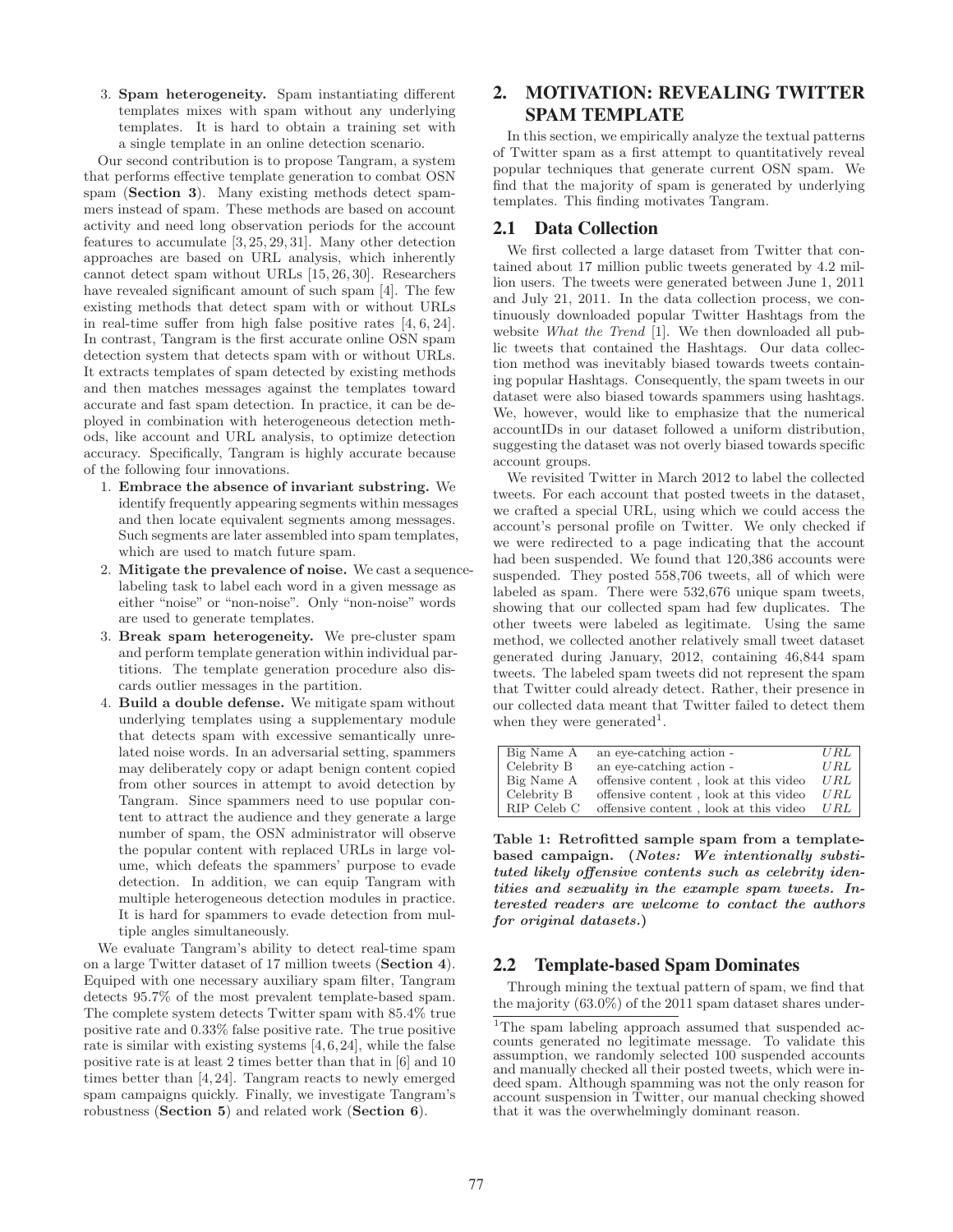3. **Spam heterogeneity.** Spam instantiating different templates mixes with spam without any underlying templates. It is hard to obtain a training set with a single template in an online detection scenario.

Our second contribution is to propose Tangram, a system that performs effective template generation to combat OSN spam (**Section 3**). Many existing methods detect spammers instead of spam. These methods are based on account activity and need long observation periods for the account features to accumulate [3, 25, 29, 31]. Many other detection approaches are based on URL analysis, which inherently cannot detect spam without URLs [15, 26, 30]. Researchers have revealed significant amount of such spam [4]. The few existing methods that detect spam with or without URLs in real-time suffer from high false positive rates [4, 6, 24]. In contrast, Tangram is the first accurate online OSN spam detection system that detects spam with or without URLs. It extracts templates of spam detected by existing methods and then matches messages against the templates toward accurate and fast spam detection. In practice, it can be deployed in combination with heterogeneous detection methods, like account and URL analysis, to optimize detection accuracy. Specifically, Tangram is highly accurate because of the following four innovations.

1. **Embrace the absence of invariant substring.** We identify frequently appearing segments within messages and then locate equivalent segments among messages. Such segments are later assembled into spam templates, which are used to match future spam.
2. **Mitigate the prevalence of noise.** We cast a sequence-labeling task to label each word in a given message as either "noise" or "non-noise". Only "non-noise" words are used to generate templates.
3. **Break spam heterogeneity.** We pre-cluster spam and perform template generation within individual partitions. The template generation procedure also discards outlier messages in the partition.
4. **Build a double defense.** We mitigate spam without underlying templates using a supplementary module that detects spam with excessive semantically unrelated noise words. In an adversarial setting, spammers may deliberately copy or adapt benign content copied from other sources in attempt to avoid detection by Tangram. Since spammers need to use popular content to attract the audience and they generate a large number of spam, the OSN administrator will observe the popular content with replaced URLs in large volume, which defeats the spammers' purpose to evade detection. In addition, we can equip Tangram with multiple heterogeneous detection modules in practice. It is hard for spammers to evade detection from multiple angles simultaneously.

We evaluate Tangram's ability to detect real-time spam on a large Twitter dataset of 17 million tweets (**Section 4**). Equiped with one necessary auxiliary spam filter, Tangram detects 95.7% of the most prevalent template-based spam. The complete system detects Twitter spam with 85.4% true positive rate and 0.33% false positive rate. The true positive rate is similar with existing systems [4, 6, 24], while the false positive rate is at least 2 times better than that in [6] and 10 times better than [4, 24]. Tangram reacts to newly emerged spam campaigns quickly. Finally, we investigate Tangram's robustness (**Section 5**) and related work (**Section 6**).

## 2. MOTIVATION: REVEALING TWITTER SPAM TEMPLATE

In this section, we empirically analyze the textual patterns of Twitter spam as a first attempt to quantitatively reveal popular techniques that generate current OSN spam. We find that the majority of spam is generated by underlying templates. This finding motivates Tangram.

### 2.1 Data Collection

We first collected a large dataset from Twitter that contained about 17 million public tweets generated by 4.2 million users. The tweets were generated between June 1, 2011 and July 21, 2011. In the data collection process, we continuously downloaded popular Twitter Hashtags from the website *What the Trend* [1]. We then downloaded all public tweets that contained the Hashtags. Our data collection method was inevitably biased towards tweets containing popular Hashtags. Consequently, the spam tweets in our dataset were also biased towards spammers using hashtags. We, however, would like to emphasize that the numerical accountIDs in our dataset followed a uniform distribution, suggesting the dataset was not overly biased towards specific account groups.

We revisited Twitter in March 2012 to label the collected tweets. For each account that posted tweets in the dataset, we crafted a special URL, using which we could access the account's personal profile on Twitter. We only checked if we were redirected to a page indicating that the account had been suspended. We found that 120,386 accounts were suspended. They posted 558,706 tweets, all of which were labeled as spam. There were 532,676 unique spam tweets, showing that our collected spam had few duplicates. The other tweets were labeled as legitimate. Using the same method, we collected another relatively small tweet dataset generated during January, 2012, containing 46,844 spam tweets. The labeled spam tweets did not represent the spam that Twitter could already detect. Rather, their presence in our collected data meant that Twitter failed to detect them when they were generated[1].

| | | |
|---|---|---|
| Big Name A | an eye-catching action - | *URL* |
| Celebrity B | an eye-catching action - | *URL* |
| Big Name A | offensive content , look at this video | *URL* |
| Celebrity B | offensive content , look at this video | *URL* |
| RIP Celeb C | offensive content , look at this video | *URL* |

**Table 1: Retrofitted sample spam from a template-based campaign. (*Notes: We intentionally substituted likely offensive contents such as celebrity identities and sexuality in the example spam tweets. Interested readers are welcome to contact the authors for original datasets.*)**

### 2.2 Template-based Spam Dominates

Through mining the textual pattern of spam, we find that the majority (63.0%) of the 2011 spam dataset shares under-

[1]The spam labeling approach assumed that suspended accounts generated no legitimate message. To validate this assumption, we randomly selected 100 suspended accounts and manually checked all their posted tweets, which were indeed spam. Although spamming was not the only reason for account suspension in Twitter, our manual checking showed that it was the overwhelmingly dominant reason.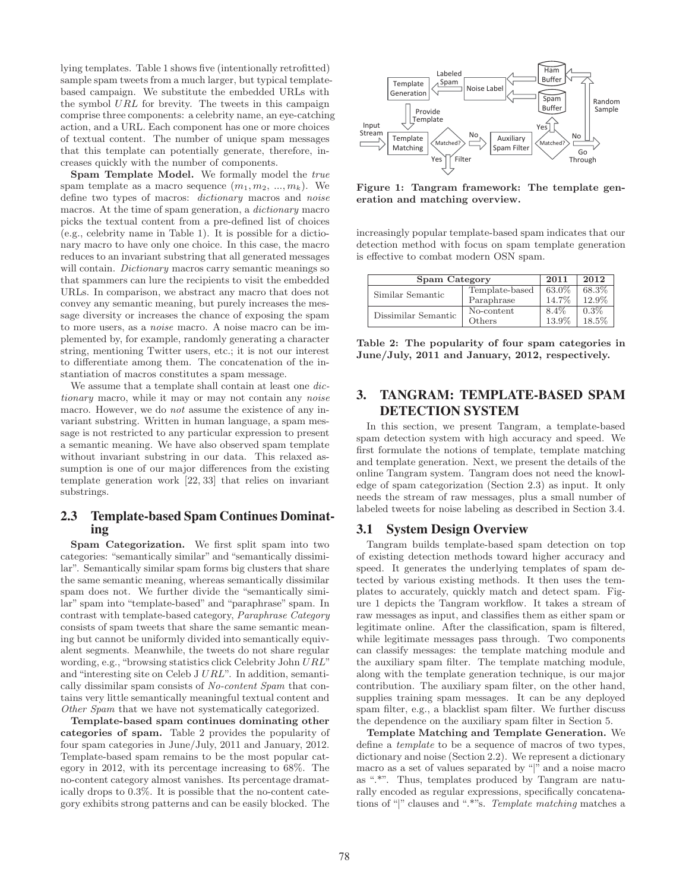lying templates. Table 1 shows five (intentionally retrofitted) sample spam tweets from a much larger, but typical template-based campaign. We substitute the embedded URLs with the symbol *URL* for brevity. The tweets in this campaign comprise three components: a celebrity name, an eye-catching action, and a URL. Each component has one or more choices of textual content. The number of unique spam messages that this template can potentially generate, therefore, increases quickly with the number of components.

**Spam Template Model.** We formally model the *true* spam template as a macro sequence $(m_1, m_2, ..., m_k)$. We define two types of macros: *dictionary* macros and *noise* macros. At the time of spam generation, a *dictionary* macro picks the textual content from a pre-defined list of choices (e.g., celebrity name in Table 1). It is possible for a dictionary macro to have only one choice. In this case, the macro reduces to an invariant substring that all generated messages will contain. *Dictionary* macros carry semantic meanings so that spammers can lure the recipients to visit the embedded URLs. In comparison, we abstract any macro that does not convey any semantic meaning, but purely increases the message diversity or increases the chance of exposing the spam to more users, as a *noise* macro. A noise macro can be implemented by, for example, randomly generating a character string, mentioning Twitter users, etc.; it is not our interest to differentiate among them. The concatenation of the instantiation of macros constitutes a spam message.

We assume that a template shall contain at least one *dictionary* macro, while it may or may not contain any *noise* macro. However, we do *not* assume the existence of any invariant substring. Written in human language, a spam message is not restricted to any particular expression to present a semantic meaning. We have also observed spam template without invariant substring in our data. This relaxed assumption is one of our major differences from the existing template generation work [22, 33] that relies on invariant substrings.

## 2.3 Template-based Spam Continues Dominating

**Spam Categorization.** We first split spam into two categories: "semantically similar" and "semantically dissimilar". Semantically similar spam forms big clusters that share the same semantic meaning, whereas semantically dissimilar spam does not. We further divide the "semantically similar" spam into "template-based" and "paraphrase" spam. In contrast with template-based category, *Paraphrase Category* consists of spam tweets that share the same semantic meaning but cannot be uniformly divided into semantically equivalent segments. Meanwhile, the tweets do not share regular wording, e.g., "browsing statistics click Celebrity John *URL*" and "interesting site on Celeb J *URL*". In addition, semantically dissimilar spam consists of *No-content Spam* that contains very little semantically meaningful textual content and *Other Spam* that we have not systematically categorized.

**Template-based spam continues dominating other categories of spam.** Table 2 provides the popularity of four spam categories in June/July, 2011 and January, 2012. Template-based spam remains to be the most popular category in 2012, with its percentage increasing to 68%. The no-content category almost vanishes. Its percentage dramatically drops to 0.3%. It is possible that the no-content category exhibits strong patterns and can be easily blocked. The increasingly popular template-based spam indicates that our detection method with focus on spam template generation is effective to combat modern OSN spam.

Figure 1: Tangram framework: The template generation and matching overview.

| Spam Category | | 2011 | 2012 |
|---|---|---|---|
| Similar Semantic | Template-based | 63.0% | 68.3% |
| | Paraphrase | 14.7% | 12.9% |
| Dissimilar Semantic | No-content | 8.4% | 0.3% |
| | Others | 13.9% | 18.5% |

Table 2: The popularity of four spam categories in June/July, 2011 and January, 2012, respectively.

# 3. TANGRAM: TEMPLATE-BASED SPAM DETECTION SYSTEM

In this section, we present Tangram, a template-based spam detection system with high accuracy and speed. We first formulate the notions of template, template matching and template generation. Next, we present the details of the online Tangram system. Tangram does not need the knowledge of spam categorization (Section 2.3) as input. It only needs the stream of raw messages, plus a small number of labeled tweets for noise labeling as described in Section 3.4.

## 3.1 System Design Overview

Tangram builds template-based spam detection on top of existing detection methods toward higher accuracy and speed. It generates the underlying templates of spam detected by various existing methods. It then uses the templates to accurately, quickly match and detect spam. Figure 1 depicts the Tangram workflow. It takes a stream of raw messages as input, and classifies them as either spam or legitimate online. After the classification, spam is filtered, while legitimate messages pass through. Two components can classify messages: the template matching module and the auxiliary spam filter. The template matching module, along with the template generation technique, is our major contribution. The auxiliary spam filter, on the other hand, supplies training spam messages. It can be any deployed spam filter, e.g., a blacklist spam filter. We further discuss the dependence on the auxiliary spam filter in Section 5.

**Template Matching and Template Generation.** We define a *template* to be a sequence of macros of two types, dictionary and noise (Section 2.2). We represent a dictionary macro as a set of values separated by "|" and a noise macro as ".*". Thus, templates produced by Tangram are naturally encoded as regular expressions, specifically concatenations of "|" clauses and ".*"s. *Template matching* matches a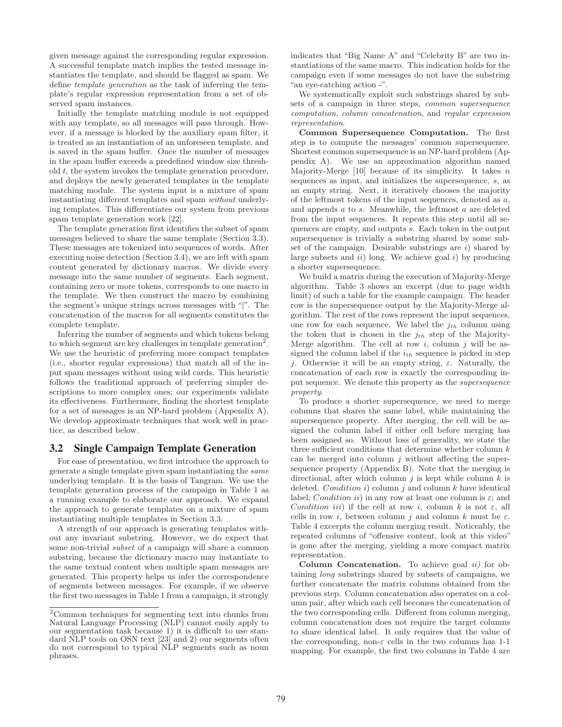given message against the corresponding regular expression. A successful template match implies the tested message instantiates the template, and should be flagged as spam. We define *template generation* as the task of inferring the template's regular expression representation from a set of observed spam instances.

Initially the template matching module is not equipped with any template, so all messages will pass through. However, if a message is blocked by the auxiliary spam filter, it is treated as an instantiation of an unforeseen template, and is saved in the spam buffer. Once the number of messages in the spam buffer exceeds a predefined window size threshold $t$, the system invokes the template generation procedure, and deploys the newly generated templates in the template matching module. The system input is a mixture of spam instantiating different templates and spam *without* underlying templates. This differentiates our system from previous spam template generation work [22].

The template generation first identifies the subset of spam messages believed to share the same template (Section 3.3). These messages are tokenized into sequences of words. After executing noise detection (Section 3.4), we are left with spam content generated by dictionary macros. We divide every message into the same number of segments. Each segment, containing zero or more tokens, corresponds to one macro in the template. We then construct the macro by combining the segment's unique strings across messages with "|". The concatenation of the macros for all segments constitutes the complete template.

Inferring the number of segments and which tokens belong to which segment are key challenges in template generation[2]. We use the heuristic of preferring more compact templates (i.e., shorter regular expressions) that match all of the input spam messages without using wild cards. This heuristic follows the traditional approach of preferring simpler descriptions to more complex ones; our experiments validate its effectiveness. Furthermore, finding the shortest template for a set of messages is an NP-hard problem (Appendix A). We develop approximate techniques that work well in practice, as described below.

## 3.2 Single Campaign Template Generation

For ease of presentation, we first introduce the approach to generate a single template given spam instantiating the *same* underlying template. It is the basis of Tangram. We use the template generation process of the campaign in Table 1 as a running example to elaborate our approach. We expand the approach to generate templates on a mixture of spam instantiating multiple templates in Section 3.3.

A strength of our approach is generating templates without any invariant substring. However, we do expect that some non-trivial *subset* of a campaign will share a common substring, because the dictionary macro may instantiate to the same textual content when multiple spam messages are generated. This property helps us infer the correspondence of segments between messages. For example, if we observe the first two messages in Table 1 from a campaign, it strongly indicates that "Big Name A" and "Celebrity B" are two instantiations of the same macro. This indication holds for the campaign even if some messages do not have the substring "an eye-catching action -".

We systematically exploit such substrings shared by subsets of a campaign in three steps, *common supersequence computation*, *column concatenation*, and *regular expression representation*.

**Common Supersequence Computation.** The first step is to compute the messages' common supersequence. Shortest common supersequence is an NP-hard problem (Appendix A). We use an approximation algorithm named Majority-Merge [10] because of its simplicity. It takes $n$ sequences as input, and initializes the supersequence, $s$, as an empty string. Next, it iteratively chooses the majority of the leftmost tokens of the input sequences, denoted as $a$, and appends $a$ to $s$. Meanwhile, the leftmost $a$ are deleted from the input sequences. It repeats this step until all sequences are empty, and outputs $s$. Each token in the output supersequence is trivially a substring shared by some subset of the campaign. Desirable substrings are *i)* shared by large subsets and *ii)* long. We achieve goal *i)* by producing a shorter supersequence.

We build a matrix during the execution of Majority-Merge algorithm. Table 3 shows an excerpt (due to page width limit) of such a table for the example campaign. The header row is the supersequence output by the Majority-Merge algorithm. The rest of the rows represent the input sequences, one row for each sequence. We label the $j_{th}$ column using the token that is chosen in the $j_{th}$ step of the Majority-Merge algorithm. The cell at row $i$, column $j$ will be assigned the column label if the $i_{th}$ sequence is picked in step $j$. Otherwise it will be an empty string, $\varepsilon$. Naturally, the concatenation of each row is exactly the corresponding input sequence. We denote this property as the *supersequence property*.

To produce a shorter supersequence, we need to merge columns that shares the same label, while maintaining the supersequence property. After merging, the cell will be assigned the column label if either cell before merging has been assigned so. Without loss of generality, we state the three sufficient conditions that determine whether column $k$ can be merged into column $j$ without affecting the supersequence property (Appendix B). Note that the merging is directional, after which column $j$ is kept while column $k$ is deleted. *Condition i)* column $j$ and column $k$ have identical label; *Condition ii)* in any row at least one column is $\varepsilon$; and *Condition iii)* if the cell at row $i$, column $k$ is not $\varepsilon$, all cells in row $i$, between column $j$ and column $k$ must be $\varepsilon$. Table 4 excerpts the column merging result. Noticeably, the repeated columns of "offensive content, look at this video" is gone after the merging, yielding a more compact matrix representation.

**Column Concatenation.** To achieve goal *ii)* for obtaining *long* substrings shared by subsets of campaigns, we further concatenate the matrix columns obtained from the previous step. Column concatenation also operates on a column pair, after which each cell becomes the concatenation of the two corresponding cells. Different from column merging, column concatenation does not require the target columns to share identical label. It only requires that the value of the corresponding, non-$\varepsilon$ cells in the two columns has 1-1 mapping. For example, the first two columns in Table 4 are

[2]Common techniques for segmenting text into chunks from Natural Language Processing (NLP) cannot easily apply to our segmentation task because 1) it is difficult to use standard NLP tools on OSN text [23] and 2) our segments often do not correspond to typical NLP segments such as noun phrases.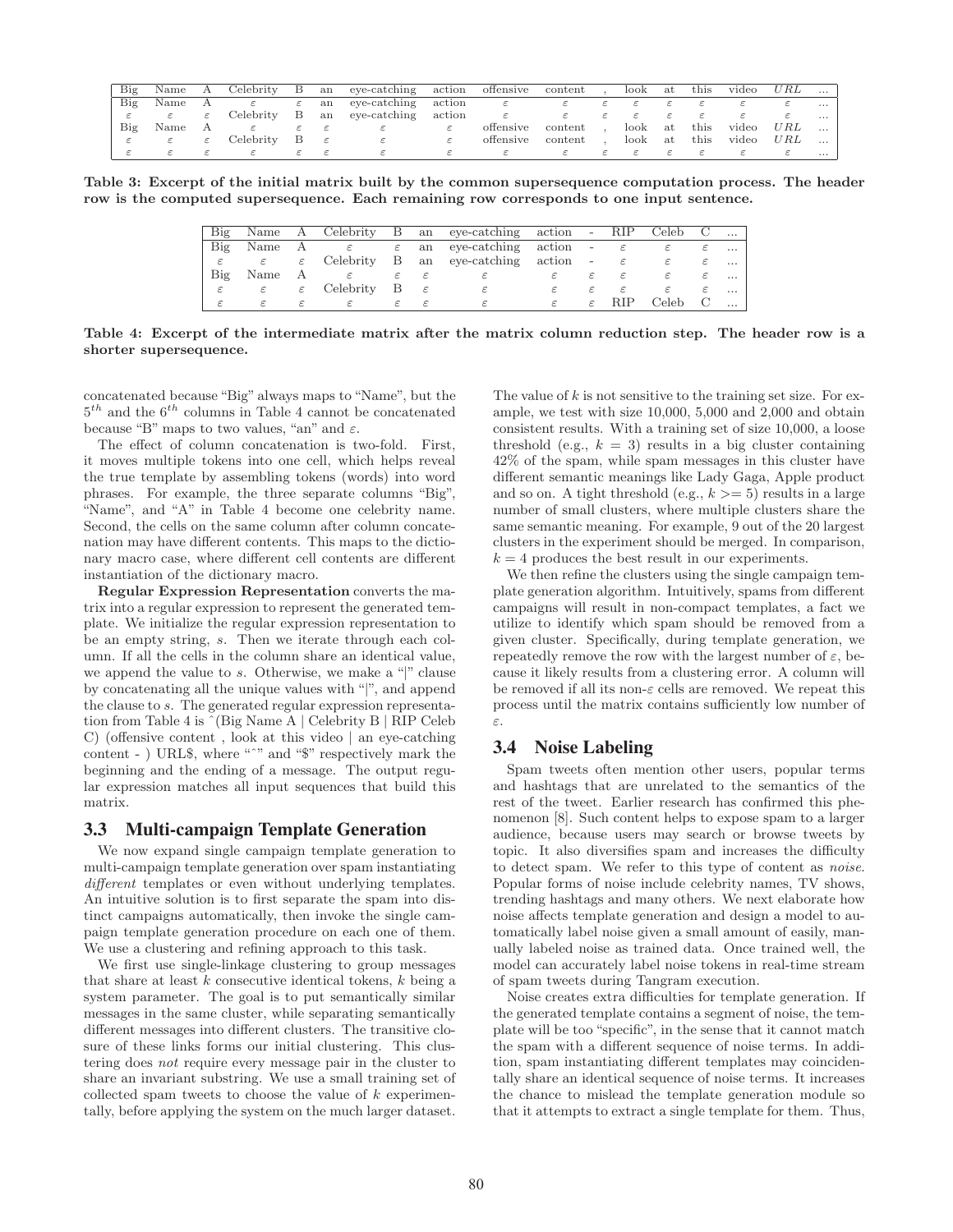| Big | Name | A | Celebrity | B | an | eye-catching | action | offensive | content | , | look | at | this | video | $URL$ | ... |
|---|---|---|---|---|---|---|---|---|---|---|---|---|---|---|---|---|
| Big | Name | A | $\varepsilon$ | $\varepsilon$ | an | eye-catching | action | $\varepsilon$ | $\varepsilon$ | $\varepsilon$ | $\varepsilon$ | $\varepsilon$ | $\varepsilon$ | $\varepsilon$ | $\varepsilon$ | ... |
| $\varepsilon$ | $\varepsilon$ | $\varepsilon$ | Celebrity | B | an | eye-catching | action | $\varepsilon$ | $\varepsilon$ | $\varepsilon$ | $\varepsilon$ | $\varepsilon$ | $\varepsilon$ | $\varepsilon$ | $\varepsilon$ | ... |
| Big | Name | A | $\varepsilon$ | $\varepsilon$ | $\varepsilon$ | $\varepsilon$ | $\varepsilon$ | offensive | content | , | look | at | this | video | $URL$ | ... |
| $\varepsilon$ | $\varepsilon$ | $\varepsilon$ | Celebrity | B | $\varepsilon$ | $\varepsilon$ | $\varepsilon$ | offensive | content | , | look | at | this | video | $URL$ | ... |
| $\varepsilon$ | $\varepsilon$ | $\varepsilon$ | $\varepsilon$ | $\varepsilon$ | $\varepsilon$ | $\varepsilon$ | $\varepsilon$ | $\varepsilon$ | $\varepsilon$ | $\varepsilon$ | $\varepsilon$ | $\varepsilon$ | $\varepsilon$ | $\varepsilon$ | $\varepsilon$ | ... |

**Table 3: Excerpt of the initial matrix built by the common supersequence computation process. The header row is the computed supersequence. Each remaining row corresponds to one input sentence.**

| Big | Name | A | Celebrity | B | an | eye-catching | action | - | RIP | Celeb | C | ... |
|---|---|---|---|---|---|---|---|---|---|---|---|---|
| Big | Name | A | $\varepsilon$ | $\varepsilon$ | an | eye-catching | action | - | $\varepsilon$ | $\varepsilon$ | $\varepsilon$ | ... |
| $\varepsilon$ | $\varepsilon$ | $\varepsilon$ | Celebrity | B | an | eye-catching | action | - | $\varepsilon$ | $\varepsilon$ | $\varepsilon$ | ... |
| Big | Name | A | $\varepsilon$ | $\varepsilon$ | $\varepsilon$ | $\varepsilon$ | $\varepsilon$ | $\varepsilon$ | $\varepsilon$ | $\varepsilon$ | $\varepsilon$ | ... |
| $\varepsilon$ | $\varepsilon$ | $\varepsilon$ | Celebrity | B | $\varepsilon$ | $\varepsilon$ | $\varepsilon$ | $\varepsilon$ | $\varepsilon$ | $\varepsilon$ | $\varepsilon$ | ... |
| $\varepsilon$ | $\varepsilon$ | $\varepsilon$ | $\varepsilon$ | $\varepsilon$ | $\varepsilon$ | $\varepsilon$ | $\varepsilon$ | $\varepsilon$ | RIP | Celeb | C | ... |

**Table 4: Excerpt of the intermediate matrix after the matrix column reduction step. The header row is a shorter supersequence.**

concatenated because "Big" always maps to "Name", but the $5^{th}$ and the $6^{th}$ columns in Table 4 cannot be concatenated because "B" maps to two values, "an" and $\varepsilon$.

The effect of column concatenation is two-fold. First, it moves multiple tokens into one cell, which helps reveal the true template by assembling tokens (words) into word phrases. For example, the three separate columns "Big", "Name", and "A" in Table 4 become one celebrity name. Second, the cells on the same column after column concatenation may have different contents. This maps to the dictionary macro case, where different cell contents are different instantiation of the dictionary macro.

**Regular Expression Representation** converts the matrix into a regular expression to represent the generated template. We initialize the regular expression representation to be an empty string, $s$. Then we iterate through each column. If all the cells in the column share an identical value, we append the value to $s$. Otherwise, we make a "|" clause by concatenating all the unique values with "|", and append the clause to $s$. The generated regular expression representation from Table 4 is ˆ(Big Name A | Celebrity B | RIP Celeb C) (offensive content , look at this video | an eye-catching content - ) URL$, where "ˆ" and "$" respectively mark the beginning and the ending of a message. The output regular expression matches all input sequences that build this matrix.

## 3.3 Multi-campaign Template Generation

We now expand single campaign template generation to multi-campaign template generation over spam instantiating *different* templates or even without underlying templates. An intuitive solution is to first separate the spam into distinct campaigns automatically, then invoke the single campaign template generation procedure on each one of them. We use a clustering and refining approach to this task.

We first use single-linkage clustering to group messages that share at least $k$ consecutive identical tokens, $k$ being a system parameter. The goal is to put semantically similar messages in the same cluster, while separating semantically different messages into different clusters. The transitive closure of these links forms our initial clustering. This clustering does *not* require every message pair in the cluster to share an invariant substring. We use a small training set of collected spam tweets to choose the value of $k$ experimentally, before applying the system on the much larger dataset. The value of $k$ is not sensitive to the training set size. For example, we test with size 10,000, 5,000 and 2,000 and obtain consistent results. With a training set of size 10,000, a loose threshold (e.g., $k = 3$) results in a big cluster containing 42% of the spam, while spam messages in this cluster have different semantic meanings like Lady Gaga, Apple product and so on. A tight threshold (e.g., $k >= 5$) results in a large number of small clusters, where multiple clusters share the same semantic meaning. For example, 9 out of the 20 largest clusters in the experiment should be merged. In comparison, $k = 4$ produces the best result in our experiments.

We then refine the clusters using the single campaign template generation algorithm. Intuitively, spams from different campaigns will result in non-compact templates, a fact we utilize to identify which spam should be removed from a given cluster. Specifically, during template generation, we repeatedly remove the row with the largest number of $\varepsilon$, because it likely results from a clustering error. A column will be removed if all its non-$\varepsilon$ cells are removed. We repeat this process until the matrix contains sufficiently low number of $\varepsilon$.

## 3.4 Noise Labeling

Spam tweets often mention other users, popular terms and hashtags that are unrelated to the semantics of the rest of the tweet. Earlier research has confirmed this phenomenon [8]. Such content helps to expose spam to a larger audience, because users may search or browse tweets by topic. It also diversifies spam and increases the difficulty to detect spam. We refer to this type of content as *noise*. Popular forms of noise include celebrity names, TV shows, trending hashtags and many others. We next elaborate how noise affects template generation and design a model to automatically label noise given a small amount of easily, manually labeled noise as trained data. Once trained well, the model can accurately label noise tokens in real-time stream of spam tweets during Tangram execution.

Noise creates extra difficulties for template generation. If the generated template contains a segment of noise, the template will be too "specific", in the sense that it cannot match the spam with a different sequence of noise terms. In addition, spam instantiating different templates may coincidentally share an identical sequence of noise terms. It increases the chance to mislead the template generation module so that it attempts to extract a single template for them. Thus,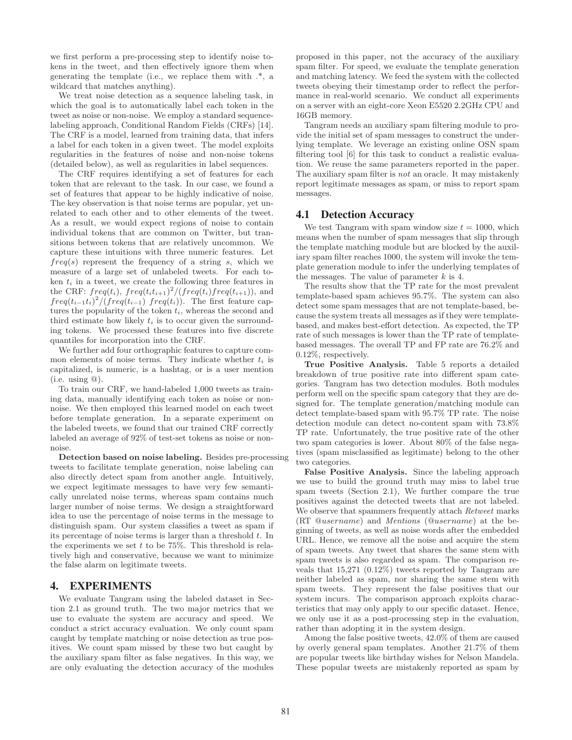we first perform a pre-processing step to identify noise tokens in the tweet, and then effectively ignore them when generating the template (i.e., we replace them with .*, a wildcard that matches anything).

We treat noise detection as a sequence labeling task, in which the goal is to automatically label each token in the tweet as noise or non-noise. We employ a standard sequence-labeling approach, Conditional Random Fields (CRFs) [14]. The CRF is a model, learned from training data, that infers a label for each token in a given tweet. The model exploits regularities in the features of noise and non-noise tokens (detailed below), as well as regularities in label sequences.

The CRF requires identifying a set of features for each token that are relevant to the task. In our case, we found a set of features that appear to be highly indicative of noise. The key observation is that noise terms are popular, yet unrelated to each other and to other elements of the tweet. As a result, we would expect regions of noise to contain individual tokens that are common on Twitter, but transitions between tokens that are relatively uncommon. We capture these intuitions with three numeric features. Let $freq(s)$ represent the frequency of a string $s$, which we measure of a large set of unlabeled tweets. For each token $t_i$ in a tweet, we create the following three features in the CRF: $freq(t_i)$, $freq(t_i t_{i+1})^2/(freq(t_i) freq(t_{i+1}))$, and $freq(t_{i-1} t_i)^2/(freq(t_{i-1})\ freq(t_i))$. The first feature captures the popularity of the token $t_i$, whereas the second and third estimate how likely $t_i$ is to occur given the surrounding tokens. We processed these features into five discrete quantiles for incorporation into the CRF.

We further add four orthographic features to capture common elements of noise terms. They indicate whether $t_i$ is capitalized, is numeric, is a hashtag, or is a user mention (i.e. using @).

To train our CRF, we hand-labeled 1,000 tweets as training data, manually identifying each token as noise or non-noise. We then employed this learned model on each tweet before template generation. In a separate experiment on the labeled tweets, we found that our trained CRF correctly labeled an average of 92% of test-set tokens as noise or non-noise.

**Detection based on noise labeling.** Besides pre-processing tweets to facilitate template generation, noise labeling can also directly detect spam from another angle. Intuitively, we expect legitimate messages to have very few semantically unrelated noise terms, whereas spam contains much larger number of noise terms. We design a straightforward idea to use the percentage of noise terms in the message to distinguish spam. Our system classifies a tweet as spam if its percentage of noise terms is larger than a threshold $t$. In the experiments we set $t$ to be 75%. This threshold is relatively high and conservative, because we want to minimize the false alarm on legitimate tweets.

## 4. EXPERIMENTS

We evaluate Tangram using the labeled dataset in Section 2.1 as ground truth. The two major metrics that we use to evaluate the system are accuracy and speed. We conduct a strict accuracy evaluation. We only count spam caught by template matching or noise detection as true positives. We count spam missed by these two but caught by the auxiliary spam filter as false negatives. In this way, we are only evaluating the detection accuracy of the modules proposed in this paper, not the accuracy of the auxiliary spam filter. For speed, we evaluate the template generation and matching latency. We feed the system with the collected tweets obeying their timestamp order to reflect the performance in real-world scenario. We conduct all experiments on a server with an eight-core Xeon E5520 2.2GHz CPU and 16GB memory.

Tangram needs an auxiliary spam filtering module to provide the initial set of spam messages to construct the underlying template. We leverage an existing online OSN spam filtering tool [6] for this task to conduct a realistic evaluation. We reuse the same parameters reported in the paper. The auxiliary spam filter is *not* an oracle. It may mistakenly report legitimate messages as spam, or miss to report spam messages.

### 4.1 Detection Accuracy

We test Tangram with spam window size $t = 1000$, which means when the number of spam messages that slip through the template matching module but are blocked by the auxiliary spam filter reaches 1000, the system will invoke the template generation module to infer the underlying templates of the messages. The value of parameter $k$ is 4.

The results show that the TP rate for the most prevalent template-based spam achieves 95.7%. The system can also detect some spam messages that are not template-based, because the system treats all messages as if they were template-based, and makes best-effort detection. As expected, the TP rate of such messages is lower than the TP rate of template-based messages. The overall TP and FP rate are 76.2% and 0.12%, respectively.

**True Positive Analysis.** Table 5 reports a detailed breakdown of true positive rate into different spam categories. Tangram has two detection modules. Both modules perform well on the specific spam category that they are designed for. The template generation/matching module can detect template-based spam with 95.7% TP rate. The noise detection module can detect no-content spam with 73.8% TP rate. Unfortunately, the true positive rate of the other two spam categories is lower. About 80% of the false negatives (spam misclassified as legitimate) belong to the other two categories.

**False Positive Analysis.** Since the labeling approach we use to build the ground truth may miss to label true spam tweets (Section 2.1), We further compare the true positives against the detected tweets that are not labeled. We observe that spammers frequently attach *Retweet* marks (RT @*username*) and *Mentions* (@*username*) at the beginning of tweets, as well as noise words after the embedded URL. Hence, we remove all the noise and acquire the stem of spam tweets. Any tweet that shares the same stem with spam tweets is also regarded as spam. The comparison reveals that 15,271 (0.12%) tweets reported by Tangram are neither labeled as spam, nor sharing the same stem with spam tweets. They represent the false positives that our system incurs. The comparison approach exploits characteristics that may only apply to our specific dataset. Hence, we only use it as a post-processing step in the evaluation, rather than adopting it in the system design.

Among the false positive tweets, 42.0% of them are caused by overly general spam templates. Another 21.7% of them are popular tweets like birthday wishes for Nelson Mandela. These popular tweets are mistakenly reported as spam by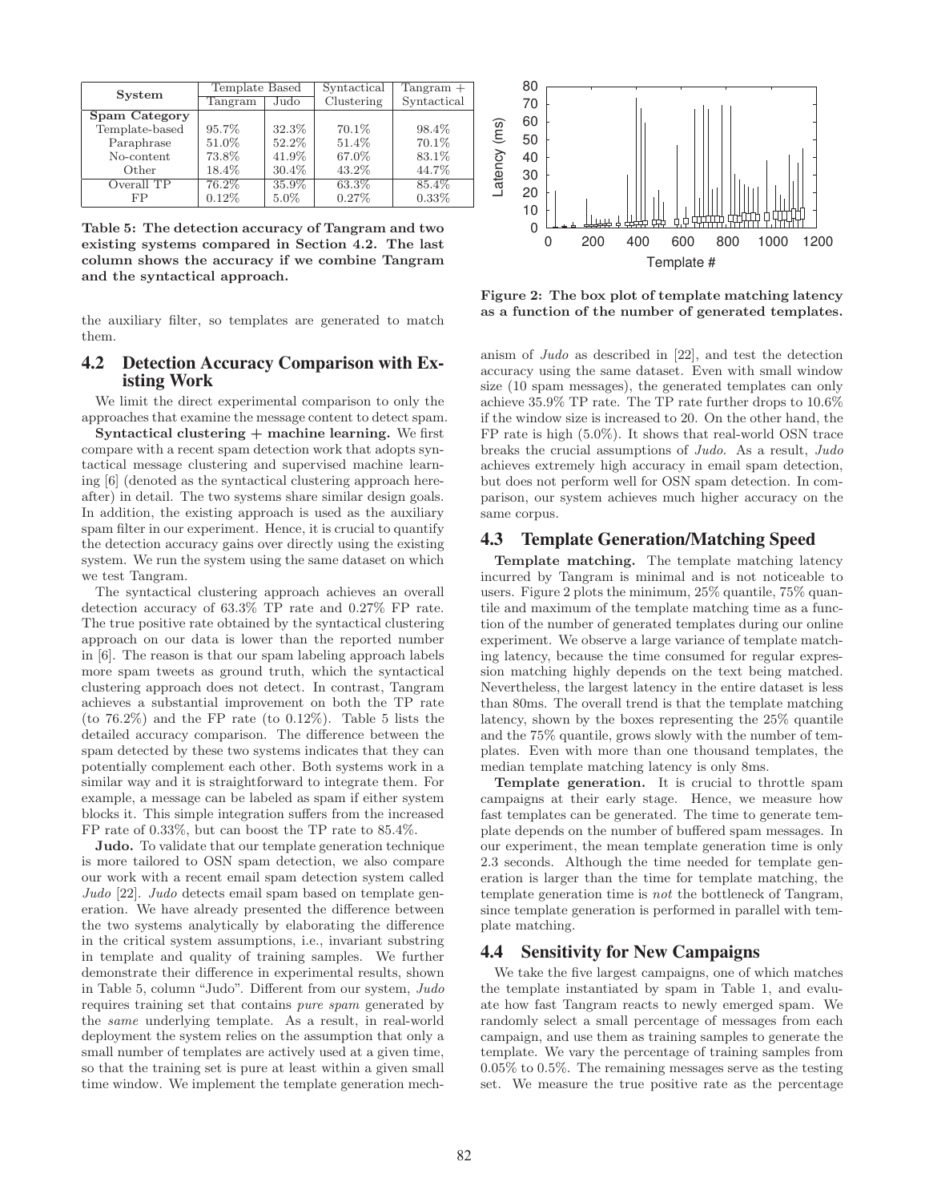| System | Template Based | | Syntactical | Tangram + |
|---|---|---|---|---|
| | Tangram | Judo | Clustering | Syntactical |
| **Spam Category** | | | | |
| Template-based | 95.7% | 32.3% | 70.1% | 98.4% |
| Paraphrase | 51.0% | 52.2% | 51.4% | 70.1% |
| No-content | 73.8% | 41.9% | 67.0% | 83.1% |
| Other | 18.4% | 30.4% | 43.2% | 44.7% |
| Overall TP | 76.2% | 35.9% | 63.3% | 85.4% |
| FP | 0.12% | 5.0% | 0.27% | 0.33% |

**Table 5: The detection accuracy of Tangram and two existing systems compared in Section 4.2. The last column shows the accuracy if we combine Tangram and the syntactical approach.**

the auxiliary filter, so templates are generated to match them.

## 4.2 Detection Accuracy Comparison with Existing Work

We limit the direct experimental comparison to only the approaches that examine the message content to detect spam.

**Syntactical clustering + machine learning.** We first compare with a recent spam detection work that adopts syntactical message clustering and supervised machine learning [6] (denoted as the syntactical clustering approach hereafter) in detail. The two systems share similar design goals. In addition, the existing approach is used as the auxiliary spam filter in our experiment. Hence, it is crucial to quantify the detection accuracy gains over directly using the existing system. We run the system using the same dataset on which we test Tangram.

The syntactical clustering approach achieves an overall detection accuracy of 63.3% TP rate and 0.27% FP rate. The true positive rate obtained by the syntactical clustering approach on our data is lower than the reported number in [6]. The reason is that our spam labeling approach labels more spam tweets as ground truth, which the syntactical clustering approach does not detect. In contrast, Tangram achieves a substantial improvement on both the TP rate (to 76.2%) and the FP rate (to 0.12%). Table 5 lists the detailed accuracy comparison. The difference between the spam detected by these two systems indicates that they can potentially complement each other. Both systems work in a similar way and it is straightforward to integrate them. For example, a message can be labeled as spam if either system blocks it. This simple integration suffers from the increased FP rate of 0.33%, but can boost the TP rate to 85.4%.

**Judo.** To validate that our template generation technique is more tailored to OSN spam detection, we also compare our work with a recent email spam detection system called *Judo* [22]. *Judo* detects email spam based on template generation. We have already presented the difference between the two systems analytically by elaborating the difference in the critical system assumptions, i.e., invariant substring in template and quality of training samples. We further demonstrate their difference in experimental results, shown in Table 5, column "Judo". Different from our system, *Judo* requires training set that contains *pure spam* generated by the *same* underlying template. As a result, in real-world deployment the system relies on the assumption that only a small number of templates are actively used at a given time, so that the training set is pure at least within a given small time window. We implement the template generation mechanism of *Judo* as described in [22], and test the detection accuracy using the same dataset. Even with small window size (10 spam messages), the generated templates can only achieve 35.9% TP rate. The TP rate further drops to 10.6% if the window size is increased to 20. On the other hand, the FP rate is high (5.0%). It shows that real-world OSN trace breaks the crucial assumptions of *Judo*. As a result, *Judo* achieves extremely high accuracy in email spam detection, but does not perform well for OSN spam detection. In comparison, our system achieves much higher accuracy on the same corpus.

Figure 2: The box plot of template matching latency as a function of the number of generated templates.

## 4.3 Template Generation/Matching Speed

**Template matching.** The template matching latency incurred by Tangram is minimal and is not noticeable to users. Figure 2 plots the minimum, 25% quantile, 75% quantile and maximum of the template matching time as a function of the number of generated templates during our online experiment. We observe a large variance of template matching latency, because the time consumed for regular expression matching highly depends on the text being matched. Nevertheless, the largest latency in the entire dataset is less than 80ms. The overall trend is that the template matching latency, shown by the boxes representing the 25% quantile and the 75% quantile, grows slowly with the number of templates. Even with more than one thousand templates, the median template matching latency is only 8ms.

**Template generation.** It is crucial to throttle spam campaigns at their early stage. Hence, we measure how fast templates can be generated. The time to generate template depends on the number of buffered spam messages. In our experiment, the mean template generation time is only 2.3 seconds. Although the time needed for template generation is larger than the time for template matching, the template generation time is *not* the bottleneck of Tangram, since template generation is performed in parallel with template matching.

## 4.4 Sensitivity for New Campaigns

We take the five largest campaigns, one of which matches the template instantiated by spam in Table 1, and evaluate how fast Tangram reacts to newly emerged spam. We randomly select a small percentage of messages from each campaign, and use them as training samples to generate the template. We vary the percentage of training samples from 0.05% to 0.5%. The remaining messages serve as the testing set. We measure the true positive rate as the percentage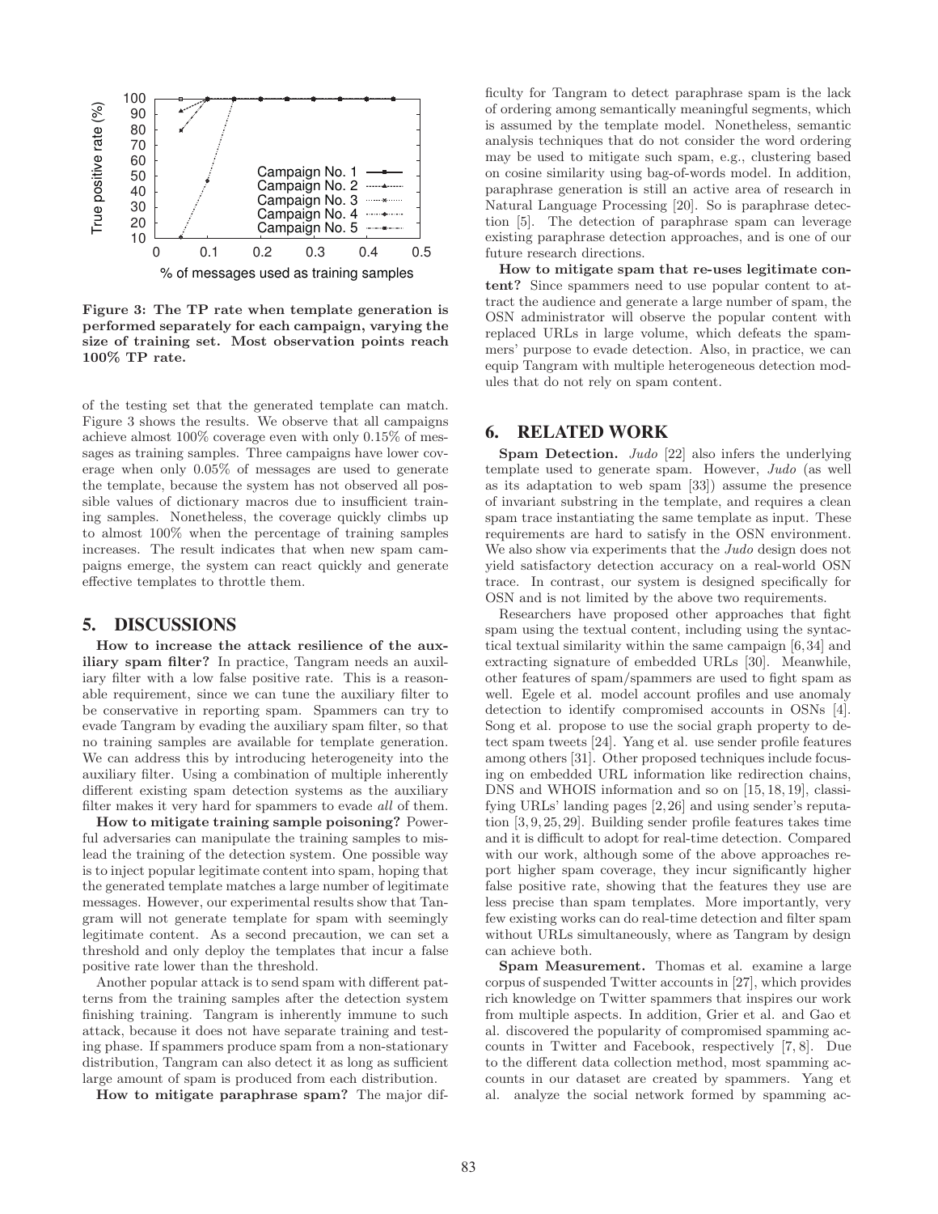Figure 3: The TP rate when template generation is performed separately for each campaign, varying the size of training set. Most observation points reach 100% TP rate.

of the testing set that the generated template can match. Figure 3 shows the results. We observe that all campaigns achieve almost 100% coverage even with only 0.15% of messages as training samples. Three campaigns have lower coverage when only 0.05% of messages are used to generate the template, because the system has not observed all possible values of dictionary macros due to insufficient training samples. Nonetheless, the coverage quickly climbs up to almost 100% when the percentage of training samples increases. The result indicates that when new spam campaigns emerge, the system can react quickly and generate effective templates to throttle them.

## 5. DISCUSSIONS

**How to increase the attack resilience of the auxiliary spam filter?** In practice, Tangram needs an auxiliary filter with a low false positive rate. This is a reasonable requirement, since we can tune the auxiliary filter to be conservative in reporting spam. Spammers can try to evade Tangram by evading the auxiliary spam filter, so that no training samples are available for template generation. We can address this by introducing heterogeneity into the auxiliary filter. Using a combination of multiple inherently different existing spam detection systems as the auxiliary filter makes it very hard for spammers to evade *all* of them.

**How to mitigate training sample poisoning?** Powerful adversaries can manipulate the training samples to mislead the training of the detection system. One possible way is to inject popular legitimate content into spam, hoping that the generated template matches a large number of legitimate messages. However, our experimental results show that Tangram will not generate template for spam with seemingly legitimate content. As a second precaution, we can set a threshold and only deploy the templates that incur a false positive rate lower than the threshold.

Another popular attack is to send spam with different patterns from the training samples after the detection system finishing training. Tangram is inherently immune to such attack, because it does not have separate training and testing phase. If spammers produce spam from a non-stationary distribution, Tangram can also detect it as long as sufficient large amount of spam is produced from each distribution.

**How to mitigate paraphrase spam?** The major difficulty for Tangram to detect paraphrase spam is the lack of ordering among semantically meaningful segments, which is assumed by the template model. Nonetheless, semantic analysis techniques that do not consider the word ordering may be used to mitigate such spam, e.g., clustering based on cosine similarity using bag-of-words model. In addition, paraphrase generation is still an active area of research in Natural Language Processing [20]. So is paraphrase detection [5]. The detection of paraphrase spam can leverage existing paraphrase detection approaches, and is one of our future research directions.

**How to mitigate spam that re-uses legitimate content?** Since spammers need to use popular content to attract the audience and generate a large number of spam, the OSN administrator will observe the popular content with replaced URLs in large volume, which defeats the spammers' purpose to evade detection. Also, in practice, we can equip Tangram with multiple heterogeneous detection modules that do not rely on spam content.

## 6. RELATED WORK

**Spam Detection.** *Judo* [22] also infers the underlying template used to generate spam. However, *Judo* (as well as its adaptation to web spam [33]) assume the presence of invariant substring in the template, and requires a clean spam trace instantiating the same template as input. These requirements are hard to satisfy in the OSN environment. We also show via experiments that the *Judo* design does not yield satisfactory detection accuracy on a real-world OSN trace. In contrast, our system is designed specifically for OSN and is not limited by the above two requirements.

Researchers have proposed other approaches that fight spam using the textual content, including using the syntactical textual similarity within the same campaign [6,34] and extracting signature of embedded URLs [30]. Meanwhile, other features of spam/spammers are used to fight spam as well. Egele et al. model account profiles and use anomaly detection to identify compromised accounts in OSNs [4]. Song et al. propose to use the social graph property to detect spam tweets [24]. Yang et al. use sender profile features among others [31]. Other proposed techniques include focusing on embedded URL information like redirection chains, DNS and WHOIS information and so on [15,18,19], classifying URLs' landing pages [2,26] and using sender's reputation [3,9,25,29]. Building sender profile features takes time and it is difficult to adopt for real-time detection. Compared with our work, although some of the above approaches report higher spam coverage, they incur significantly higher false positive rate, showing that the features they use are less precise than spam templates. More importantly, very few existing works can do real-time detection and filter spam without URLs simultaneously, where as Tangram by design can achieve both.

**Spam Measurement.** Thomas et al. examine a large corpus of suspended Twitter accounts in [27], which provides rich knowledge on Twitter spammers that inspires our work from multiple aspects. In addition, Grier et al. and Gao et al. discovered the popularity of compromised spamming accounts in Twitter and Facebook, respectively [7, 8]. Due to the different data collection method, most spamming accounts in our dataset are created by spammers. Yang et al. analyze the social network formed by spamming ac-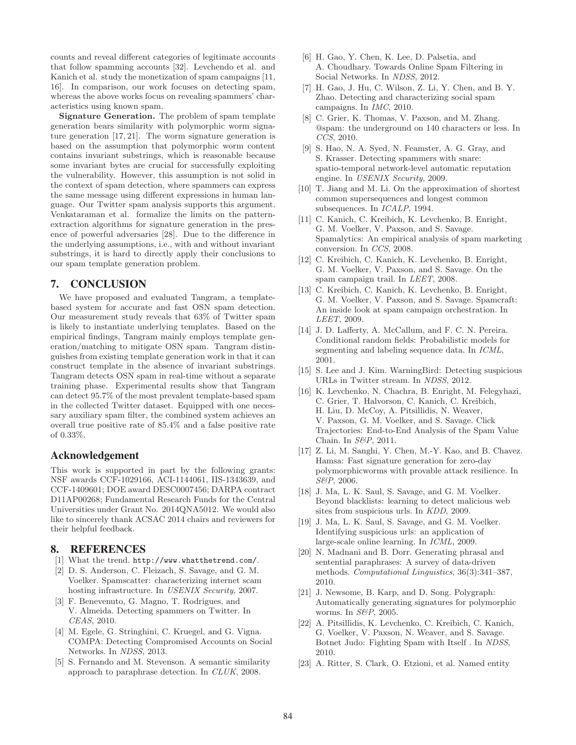counts and reveal different categories of legitimate accounts that follow spamming accounts [32]. Levchendo et al. and Kanich et al. study the monetization of spam campaigns [11, 16]. In comparison, our work focuses on detecting spam, whereas the above works focus on revealing spammers' characteristics using known spam.

**Signature Generation.** The problem of spam template generation bears similarity with polymorphic worm signature generation [17, 21]. The worm signature generation is based on the assumption that polymorphic worm content contains invariant substrings, which is reasonable because some invariant bytes are crucial for successfully exploiting the vulnerability. However, this assumption is not solid in the context of spam detection, where spammers can express the same message using different expressions in human language. Our Twitter spam analysis supports this argument. Venkataraman et al. formalize the limits on the pattern-extraction algorithms for signature generation in the presence of powerful adversaries [28]. Due to the difference in the underlying assumptions, i.e., with and without invariant substrings, it is hard to directly apply their conclusions to our spam template generation problem.

## 7. CONCLUSION

We have proposed and evaluated Tangram, a template-based system for accurate and fast OSN spam detection. Our measurement study reveals that 63% of Twitter spam is likely to instantiate underlying templates. Based on the empirical findings, Tangram mainly employs template generation/matching to mitigate OSN spam. Tangram distinguishes from existing template generation work in that it can construct template in the absence of invariant substrings. Tangram detects OSN spam in real-time without a separate training phase. Experimental results show that Tangram can detect 95.7% of the most prevalent template-based spam in the collected Twitter dataset. Equipped with one necessary auxiliary spam filter, the combined system achieves an overall true positive rate of 85.4% and a false positive rate of 0.33%.

## Acknowledgement

This work is supported in part by the following grants: NSF awards CCF-1029166, ACI-1144061, IIS-1343639, and CCF-1409601; DOE award DESC0007456; DARPA contract D11AP00268; Fundamental Research Funds for the Central Universities under Grant No. 2014QNA5012. We would also like to sincerely thank ACSAC 2014 chairs and reviewers for their helpful feedback.

## 8. REFERENCES

[1] What the trend. http://www.whatthetrend.com/.

[2] D. S. Anderson, C. Fleizach, S. Savage, and G. M. Voelker. Spamscatter: characterizing internet scam hosting infrastructure. In *USENIX Security*, 2007.

[3] F. Benevenuto, G. Magno, T. Rodrigues, and V. Almeida. Detecting spammers on Twitter. In *CEAS*, 2010.

[4] M. Egele, G. Stringhini, C. Kruegel, and G. Vigna. COMPA: Detecting Compromised Accounts on Social Networks. In *NDSS*, 2013.

[5] S. Fernando and M. Stevenson. A semantic similarity approach to paraphrase detection. In *CLUK*, 2008.

[6] H. Gao, Y. Chen, K. Lee, D. Palsetia, and A. Choudhary. Towards Online Spam Filtering in Social Networks. In *NDSS*, 2012.

[7] H. Gao, J. Hu, C. Wilson, Z. Li, Y. Chen, and B. Y. Zhao. Detecting and characterizing social spam campaigns. In *IMC*, 2010.

[8] C. Grier, K. Thomas, V. Paxson, and M. Zhang. @spam: the underground on 140 characters or less. In *CCS*, 2010.

[9] S. Hao, N. A. Syed, N. Feamster, A. G. Gray, and S. Krasser. Detecting spammers with snare: spatio-temporal network-level automatic reputation engine. In *USENIX Security*, 2009.

[10] T. Jiang and M. Li. On the approximation of shortest common supersequences and longest common subsequences. In *ICALP*, 1994.

[11] C. Kanich, C. Kreibich, K. Levchenko, B. Enright, G. M. Voelker, V. Paxson, and S. Savage. Spamalytics: An empirical analysis of spam marketing conversion. In *CCS*, 2008.

[12] C. Kreibich, C. Kanich, K. Levchenko, B. Enright, G. M. Voelker, V. Paxson, and S. Savage. On the spam campaign trail. In *LEET*, 2008.

[13] C. Kreibich, C. Kanich, K. Levchenko, B. Enright, G. M. Voelker, V. Paxson, and S. Savage. Spamcraft: An inside look at spam campaign orchestration. In *LEET*, 2009.

[14] J. D. Lafferty, A. McCallum, and F. C. N. Pereira. Conditional random fields: Probabilistic models for segmenting and labeling sequence data. In *ICML*, 2001.

[15] S. Lee and J. Kim. WarningBird: Detecting suspicious URLs in Twitter stream. In *NDSS*, 2012.

[16] K. Levchenko, N. Chachra, B. Enright, M. Felegyhazi, C. Grier, T. Halvorson, C. Kanich, C. Kreibich, H. Liu, D. McCoy, A. Pitsillidis, N. Weaver, V. Paxson, G. M. Voelker, and S. Savage. Click Trajectories: End-to-End Analysis of the Spam Value Chain. In *S&P*, 2011.

[17] Z. Li, M. Sanghi, Y. Chen, M.-Y. Kao, and B. Chavez. Hamsa: Fast signature generation for zero-day polymorphicworms with provable attack resilience. In *S&P*, 2006.

[18] J. Ma, L. K. Saul, S. Savage, and G. M. Voelker. Beyond blacklists: learning to detect malicious web sites from suspicious urls. In *KDD*, 2009.

[19] J. Ma, L. K. Saul, S. Savage, and G. M. Voelker. Identifying suspicious urls: an application of large-scale online learning. In *ICML*, 2009.

[20] N. Madnani and B. Dorr. Generating phrasal and sentential paraphrases: A survey of data-driven methods. *Computational Linguistics*, 36(3):341–387, 2010.

[21] J. Newsome, B. Karp, and D. Song. Polygraph: Automatically generating signatures for polymorphic worms. In *S&P*, 2005.

[22] A. Pitsillidis, K. Levchenko, C. Kreibich, C. Kanich, G. Voelker, V. Paxson, N. Weaver, and S. Savage. Botnet Judo: Fighting Spam with Itself . In *NDSS*, 2010.

[23] A. Ritter, S. Clark, O. Etzioni, et al. Named entity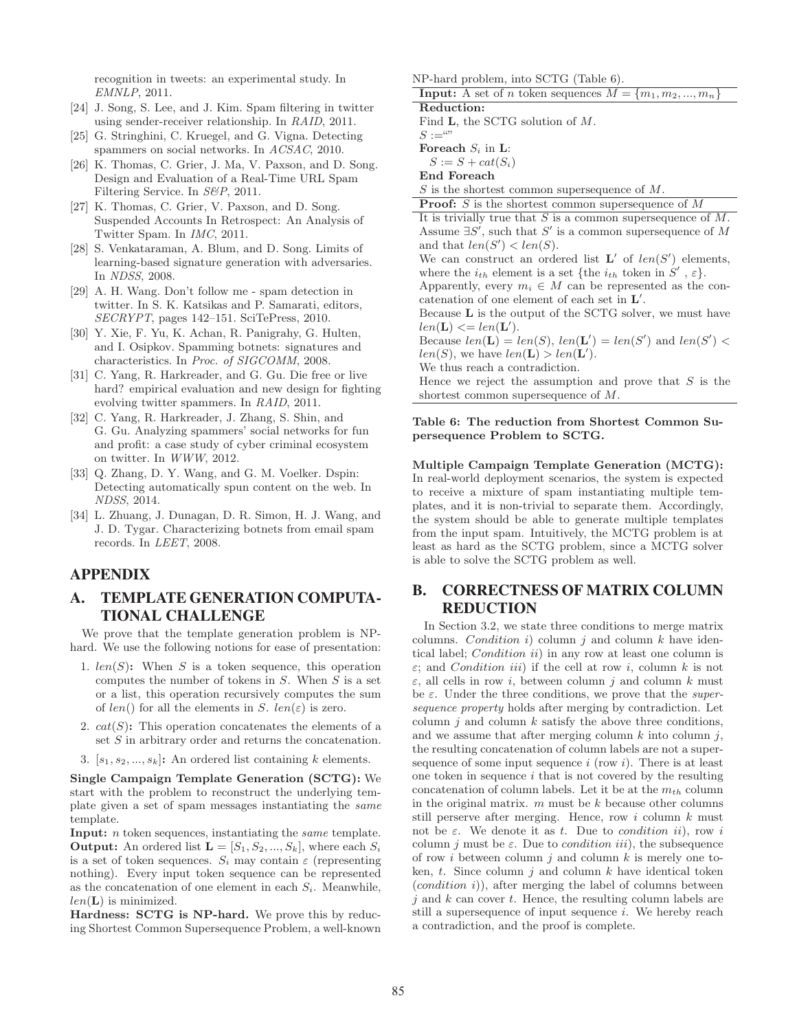recognition in tweets: an experimental study. In *EMNLP*, 2011.

[24] J. Song, S. Lee, and J. Kim. Spam filtering in twitter using sender-receiver relationship. In *RAID*, 2011.

[25] G. Stringhini, C. Kruegel, and G. Vigna. Detecting spammers on social networks. In *ACSAC*, 2010.

[26] K. Thomas, C. Grier, J. Ma, V. Paxson, and D. Song. Design and Evaluation of a Real-Time URL Spam Filtering Service. In *S&P*, 2011.

[27] K. Thomas, C. Grier, V. Paxson, and D. Song. Suspended Accounts In Retrospect: An Analysis of Twitter Spam. In *IMC*, 2011.

[28] S. Venkataraman, A. Blum, and D. Song. Limits of learning-based signature generation with adversaries. In *NDSS*, 2008.

[29] A. H. Wang. Don't follow me - spam detection in twitter. In S. K. Katsikas and P. Samarati, editors, *SECRYPT*, pages 142–151. SciTePress, 2010.

[30] Y. Xie, F. Yu, K. Achan, R. Panigrahy, G. Hulten, and I. Osipkov. Spamming botnets: signatures and characteristics. In *Proc. of SIGCOMM*, 2008.

[31] C. Yang, R. Harkreader, and G. Gu. Die free or live hard? empirical evaluation and new design for fighting evolving twitter spammers. In *RAID*, 2011.

[32] C. Yang, R. Harkreader, J. Zhang, S. Shin, and G. Gu. Analyzing spammers' social networks for fun and profit: a case study of cyber criminal ecosystem on twitter. In *WWW*, 2012.

[33] Q. Zhang, D. Y. Wang, and G. M. Voelker. Dspin: Detecting automatically spun content on the web. In *NDSS*, 2014.

[34] L. Zhuang, J. Dunagan, D. R. Simon, H. J. Wang, and J. D. Tygar. Characterizing botnets from email spam records. In *LEET*, 2008.

# APPENDIX

## A. TEMPLATE GENERATION COMPUTATIONAL CHALLENGE

We prove that the template generation problem is NP-hard. We use the following notions for ease of presentation:

1. $len(S)$**:** When $S$ is a token sequence, this operation computes the number of tokens in $S$. When $S$ is a set or a list, this operation recursively computes the sum of $len()$ for all the elements in $S$. $len(\varepsilon)$ is zero.
2. $cat(S)$**:** This operation concatenates the elements of a set $S$ in arbitrary order and returns the concatenation.
3. $[s_1, s_2, ..., s_k]$**:** An ordered list containing $k$ elements.

**Single Campaign Template Generation (SCTG):** We start with the problem to reconstruct the underlying template given a set of spam messages instantiating the *same* template.

**Input:** $n$ token sequences, instantiating the *same* template.
**Output:** An ordered list $\mathbf{L} = [S_1, S_2, ..., S_k]$, where each $S_i$ is a set of token sequences. $S_i$ may contain $\varepsilon$ (representing nothing). Every input token sequence can be represented as the concatenation of one element in each $S_i$. Meanwhile, $len(\mathbf{L})$ is minimized.

**Hardness: SCTG is NP-hard.** We prove this by reducing Shortest Common Supersequence Problem, a well-known NP-hard problem, into SCTG (Table 6).

**Input:** A set of $n$ token sequences $M = \{m_1, m_2, ..., m_n\}$

**Reduction:**
Find $\mathbf{L}$, the SCTG solution of $M$.
$S :=$ ""
**Foreach** $S_i$ in $\mathbf{L}$:
  $S := S + cat(S_i)$
**End Foreach**
$S$ is the shortest common supersequence of $M$.

**Proof:** $S$ is the shortest common supersequence of $M$

It is trivially true that $S$ is a common supersequence of $M$.
Assume $\exists S'$, such that $S'$ is a common supersequence of $M$ and that $len(S') < len(S)$.
We can construct an ordered list $\mathbf{L}'$ of $len(S')$ elements, where the $i_{th}$ element is a set {the $i_{th}$ token in $S'$ , $\varepsilon$}.
Apparently, every $m_i \in M$ can be represented as the concatenation of one element of each set in $\mathbf{L}'$.
Because $\mathbf{L}$ is the output of the SCTG solver, we must have $len(\mathbf{L}) <= len(\mathbf{L}')$.
Because $len(\mathbf{L}) = len(S)$, $len(\mathbf{L}') = len(S')$ and $len(S') < len(S)$, we have $len(\mathbf{L}) > len(\mathbf{L}')$.
We thus reach a contradiction.
Hence we reject the assumption and prove that $S$ is the shortest common supersequence of $M$.

**Table 6: The reduction from Shortest Common Supersequence Problem to SCTG.**

**Multiple Campaign Template Generation (MCTG):** In real-world deployment scenarios, the system is expected to receive a mixture of spam instantiating multiple templates, and it is non-trivial to separate them. Accordingly, the system should be able to generate multiple templates from the input spam. Intuitively, the MCTG problem is at least as hard as the SCTG problem, since a MCTG solver is able to solve the SCTG problem as well.

## B. CORRECTNESS OF MATRIX COLUMN REDUCTION

In Section 3.2, we state three conditions to merge matrix columns. *Condition i)* column $j$ and column $k$ have identical label; *Condition ii)* in any row at least one column is $\varepsilon$; and *Condition iii)* if the cell at row $i$, column $k$ is not $\varepsilon$, all cells in row $i$, between column $j$ and column $k$ must be $\varepsilon$. Under the three conditions, we prove that the *supersequence property* holds after merging by contradiction. Let column $j$ and column $k$ satisfy the above three conditions, and we assume that after merging column $k$ into column $j$, the resulting concatenation of column labels are not a supersequence of some input sequence $i$ (row $i$). There is at least one token in sequence $i$ that is not covered by the resulting concatenation of column labels. Let it be at the $m_{th}$ column in the original matrix. $m$ must be $k$ because other columns still perserve after merging. Hence, row $i$ column $k$ must not be $\varepsilon$. We denote it as $t$. Due to *condition ii)*, row $i$ column $j$ must be $\varepsilon$. Due to *condition iii)*, the subsequence of row $i$ between column $j$ and column $k$ is merely one token, $t$. Since column $j$ and column $k$ have identical token (*condition i)*), after merging the label of columns between $j$ and $k$ can cover $t$. Hence, the resulting column labels are still a supersequence of input sequence $i$. We hereby reach a contradiction, and the proof is complete.